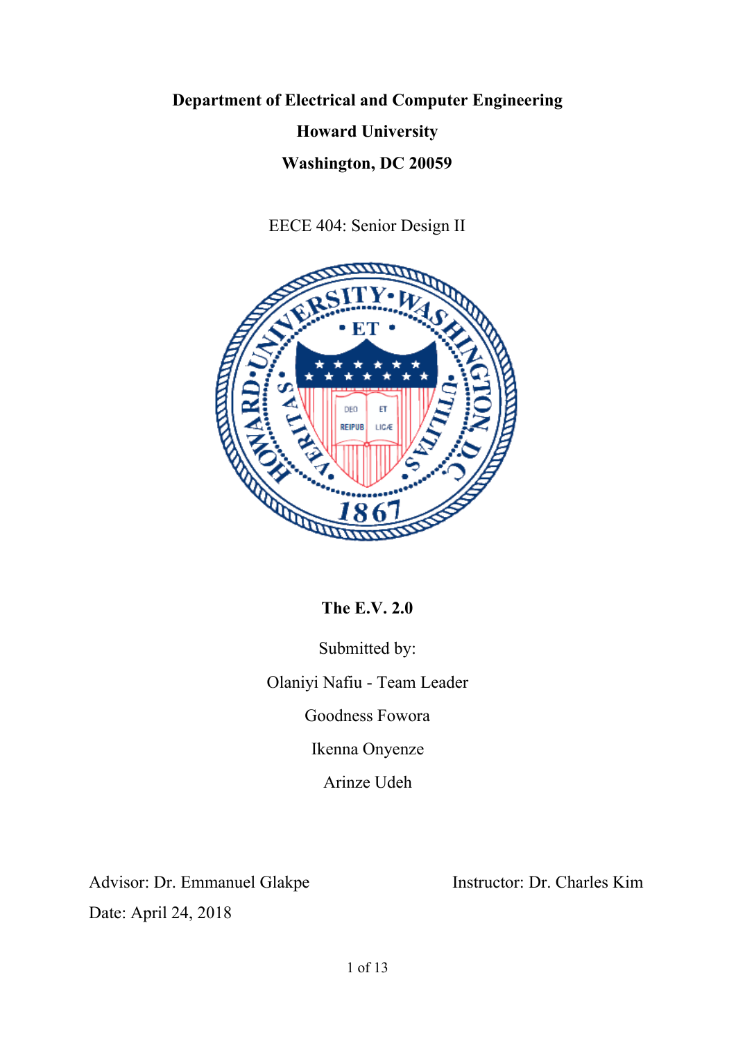**Department of Electrical and Computer Engineering**

**Howard University**

**Washington, DC 20059**

EECE 404: Senior Design II

**The E.V. 2.0**

Submitted by:

Olaniyi Nafiu - Team Leader

Goodness Fowora

Ikenna Onyenze

Arinze Udeh

Advisor: Dr. Emmanuel Glakpe

Instructor: Dr. Charles Kim

Date: April 24, 2018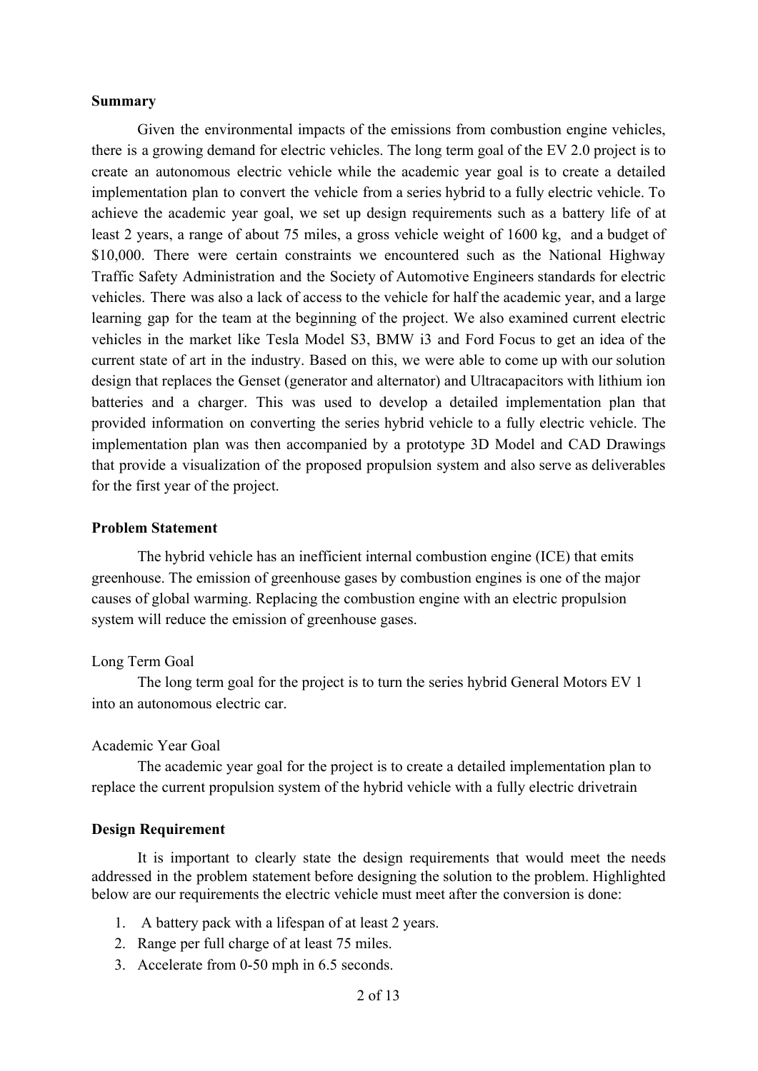**Summary**

Given the environmental impacts of the emissions from combustion engine vehicles, there is a growing demand for electric vehicles. The long term goal of the EV 2.0 project is to create an autonomous electric vehicle while the academic year goal is to create a detailed implementation plan to convert the vehicle from a series hybrid to a fully electric vehicle. To achieve the academic year goal, we set up design requirements such as a battery life of at least 2 years, a range of about 75 miles, a gross vehicle weight of 1600 kg,  and a budget of $10,000. There were certain constraints we encountered such as the National Highway Traffic Safety Administration and the Society of Automotive Engineers standards for electric vehicles. There was also a lack of access to the vehicle for half the academic year, and a large learning gap for the team at the beginning of the project. We also examined current electric vehicles in the market like Tesla Model S3, BMW i3 and Ford Focus to get an idea of the current state of art in the industry. Based on this, we were able to come up with our solution design that replaces the Genset (generator and alternator) and Ultracapacitors with lithium ion batteries and a charger. This was used to develop a detailed implementation plan that provided information on converting the series hybrid vehicle to a fully electric vehicle. The implementation plan was then accompanied by a prototype 3D Model and CAD Drawings that provide a visualization of the proposed propulsion system and also serve as deliverables for the first year of the project.

**Problem Statement**

The hybrid vehicle has an inefficient internal combustion engine (ICE) that emits greenhouse. The emission of greenhouse gases by combustion engines is one of the major causes of global warming. Replacing the combustion engine with an electric propulsion system will reduce the emission of greenhouse gases.

Long Term Goal

The long term goal for the project is to turn the series hybrid General Motors EV 1 into an autonomous electric car.

Academic Year Goal

The academic year goal for the project is to create a detailed implementation plan to replace the current propulsion system of the hybrid vehicle with a fully electric drivetrain

**Design Requirement**

It is important to clearly state the design requirements that would meet the needs addressed in the problem statement before designing the solution to the problem. Highlighted below are our requirements the electric vehicle must meet after the conversion is done:

1. A battery pack with a lifespan of at least 2 years.
2. Range per full charge of at least 75 miles.
3. Accelerate from 0-50 mph in 6.5 seconds.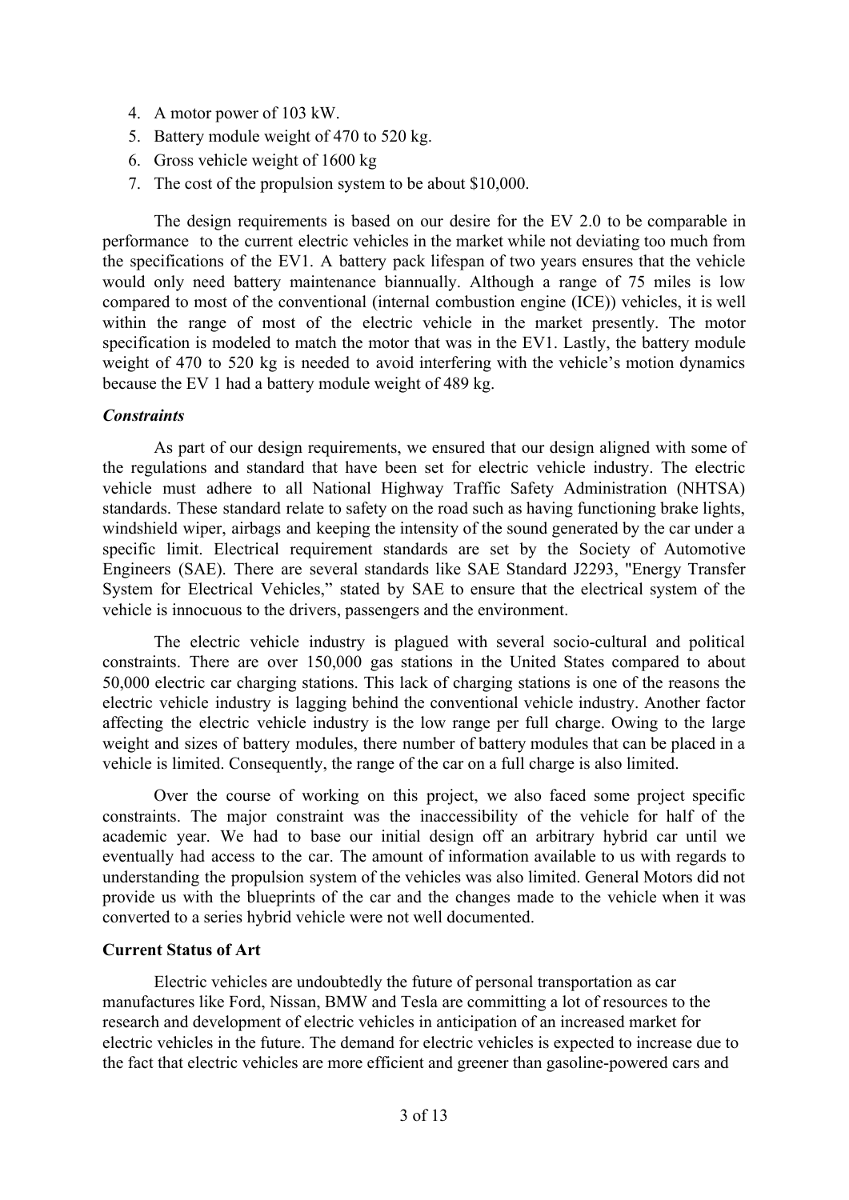4. A motor power of 103 kW.
5. Battery module weight of 470 to 520 kg.
6. Gross vehicle weight of 1600 kg
7. The cost of the propulsion system to be about $10,000.

The design requirements is based on our desire for the EV 2.0 to be comparable in performance to the current electric vehicles in the market while not deviating too much from the specifications of the EV1. A battery pack lifespan of two years ensures that the vehicle would only need battery maintenance biannually. Although a range of 75 miles is low compared to most of the conventional (internal combustion engine (ICE)) vehicles, it is well within the range of most of the electric vehicle in the market presently. The motor specification is modeled to match the motor that was in the EV1. Lastly, the battery module weight of 470 to 520 kg is needed to avoid interfering with the vehicle's motion dynamics because the EV 1 had a battery module weight of 489 kg.

***Constraints***

As part of our design requirements, we ensured that our design aligned with some of the regulations and standard that have been set for electric vehicle industry. The electric vehicle must adhere to all National Highway Traffic Safety Administration (NHTSA) standards. These standard relate to safety on the road such as having functioning brake lights, windshield wiper, airbags and keeping the intensity of the sound generated by the car under a specific limit. Electrical requirement standards are set by the Society of Automotive Engineers (SAE). There are several standards like SAE Standard J2293, "Energy Transfer System for Electrical Vehicles," stated by SAE to ensure that the electrical system of the vehicle is innocuous to the drivers, passengers and the environment.

The electric vehicle industry is plagued with several socio-cultural and political constraints. There are over 150,000 gas stations in the United States compared to about 50,000 electric car charging stations. This lack of charging stations is one of the reasons the electric vehicle industry is lagging behind the conventional vehicle industry. Another factor affecting the electric vehicle industry is the low range per full charge. Owing to the large weight and sizes of battery modules, there number of battery modules that can be placed in a vehicle is limited. Consequently, the range of the car on a full charge is also limited.

Over the course of working on this project, we also faced some project specific constraints. The major constraint was the inaccessibility of the vehicle for half of the academic year. We had to base our initial design off an arbitrary hybrid car until we eventually had access to the car. The amount of information available to us with regards to understanding the propulsion system of the vehicles was also limited. General Motors did not provide us with the blueprints of the car and the changes made to the vehicle when it was converted to a series hybrid vehicle were not well documented.

**Current Status of Art**

Electric vehicles are undoubtedly the future of personal transportation as car manufactures like Ford, Nissan, BMW and Tesla are committing a lot of resources to the research and development of electric vehicles in anticipation of an increased market for electric vehicles in the future. The demand for electric vehicles is expected to increase due to the fact that electric vehicles are more efficient and greener than gasoline-powered cars and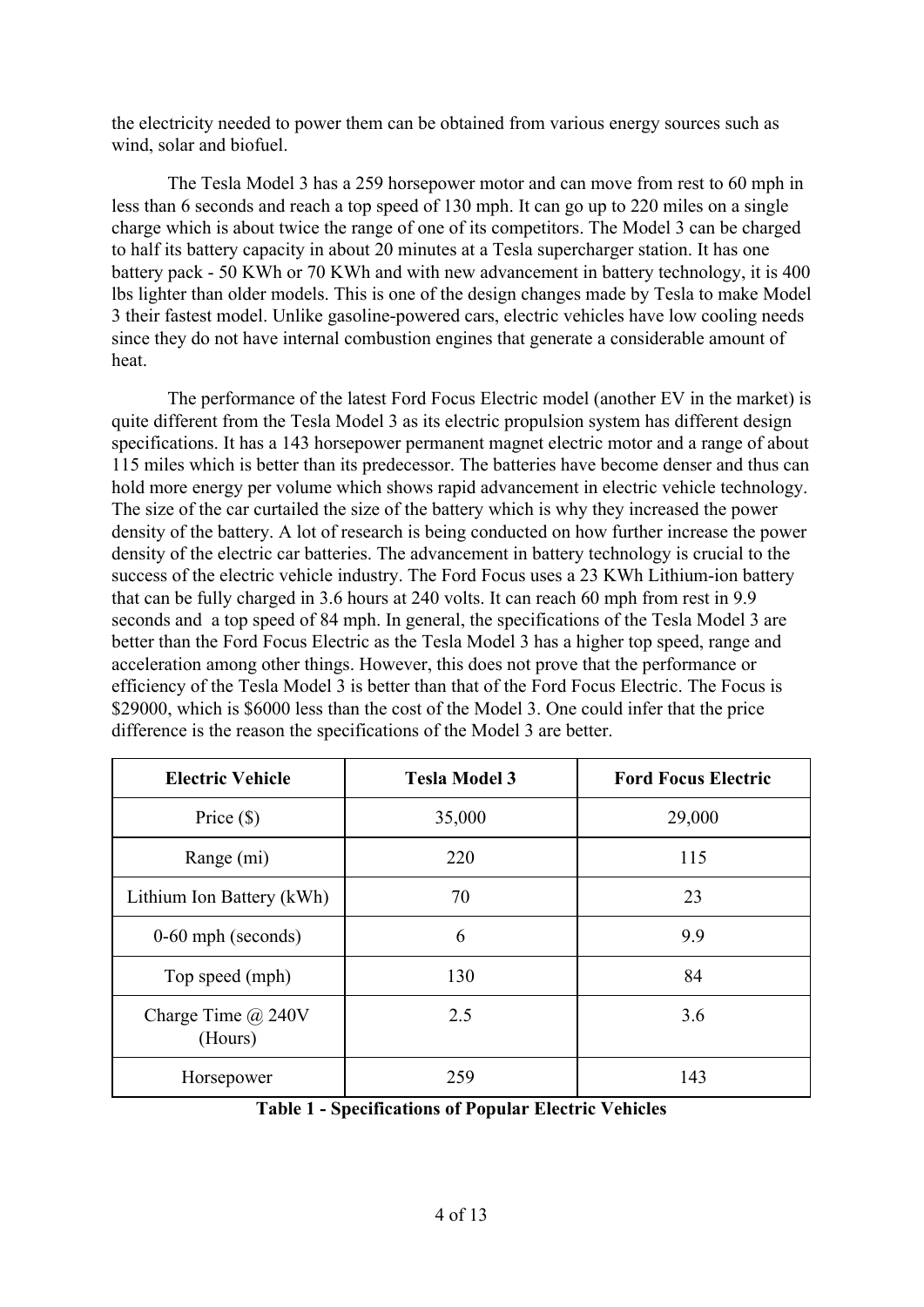the electricity needed to power them can be obtained from various energy sources such as wind, solar and biofuel.

The Tesla Model 3 has a 259 horsepower motor and can move from rest to 60 mph in less than 6 seconds and reach a top speed of 130 mph. It can go up to 220 miles on a single charge which is about twice the range of one of its competitors. The Model 3 can be charged to half its battery capacity in about 20 minutes at a Tesla supercharger station. It has one battery pack - 50 KWh or 70 KWh and with new advancement in battery technology, it is 400 lbs lighter than older models. This is one of the design changes made by Tesla to make Model 3 their fastest model. Unlike gasoline-powered cars, electric vehicles have low cooling needs since they do not have internal combustion engines that generate a considerable amount of heat.

The performance of the latest Ford Focus Electric model (another EV in the market) is quite different from the Tesla Model 3 as its electric propulsion system has different design specifications. It has a 143 horsepower permanent magnet electric motor and a range of about 115 miles which is better than its predecessor. The batteries have become denser and thus can hold more energy per volume which shows rapid advancement in electric vehicle technology. The size of the car curtailed the size of the battery which is why they increased the power density of the battery. A lot of research is being conducted on how further increase the power density of the electric car batteries. The advancement in battery technology is crucial to the success of the electric vehicle industry. The Ford Focus uses a 23 KWh Lithium-ion battery that can be fully charged in 3.6 hours at 240 volts. It can reach 60 mph from rest in 9.9 seconds and a top speed of 84 mph. In general, the specifications of the Tesla Model 3 are better than the Ford Focus Electric as the Tesla Model 3 has a higher top speed, range and acceleration among other things. However, this does not prove that the performance or efficiency of the Tesla Model 3 is better than that of the Ford Focus Electric. The Focus is $29000, which is $6000 less than the cost of the Model 3. One could infer that the price difference is the reason the specifications of the Model 3 are better.

| Electric Vehicle | Tesla Model 3 | Ford Focus Electric |
|---|---|---|
| Price ($) | 35,000 | 29,000 |
| Range (mi) | 220 | 115 |
| Lithium Ion Battery (kWh) | 70 | 23 |
| 0-60 mph (seconds) | 6 | 9.9 |
| Top speed (mph) | 130 | 84 |
| Charge Time @ 240V (Hours) | 2.5 | 3.6 |
| Horsepower | 259 | 143 |

**Table 1 - Specifications of Popular Electric Vehicles**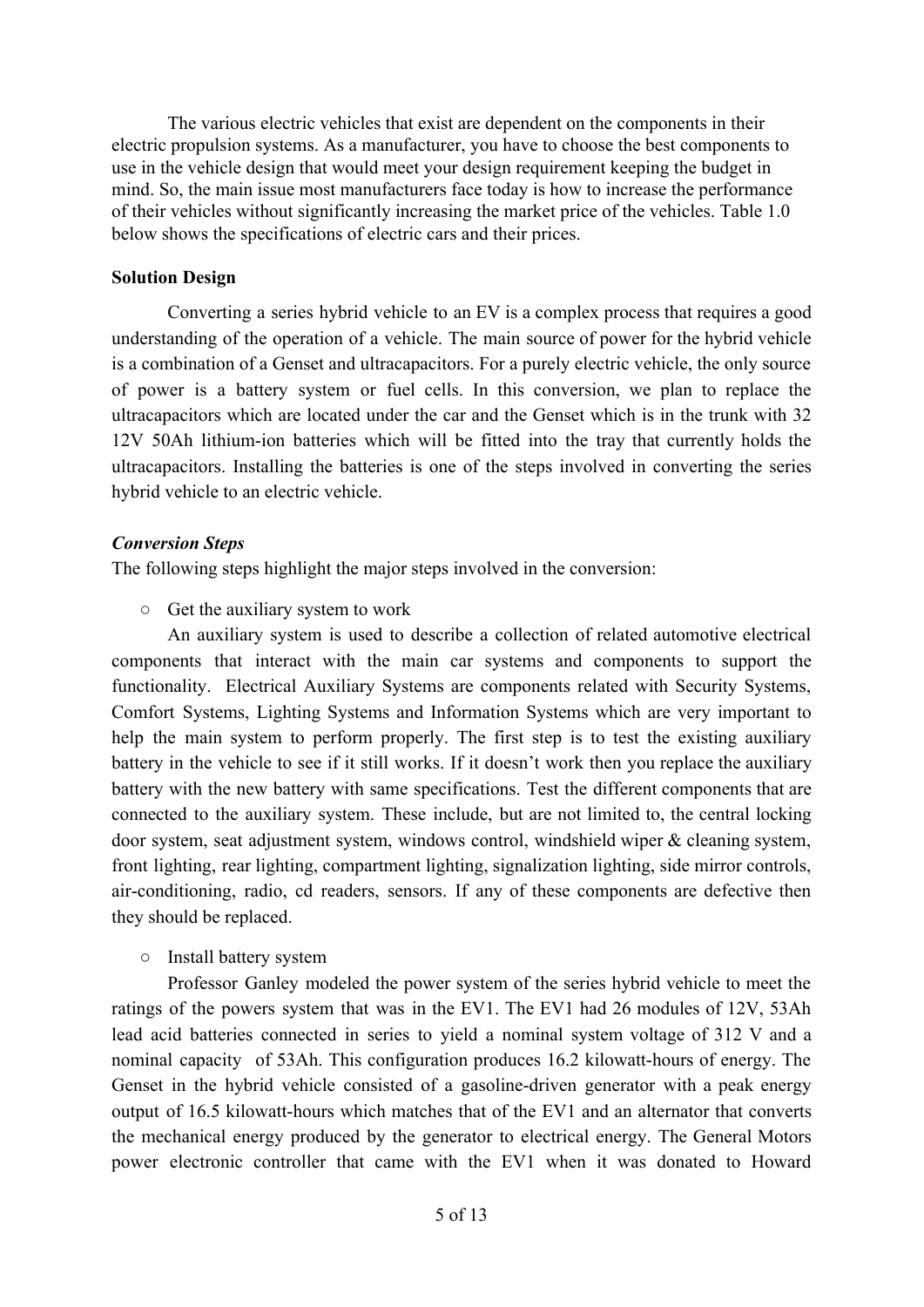The various electric vehicles that exist are dependent on the components in their electric propulsion systems. As a manufacturer, you have to choose the best components to use in the vehicle design that would meet your design requirement keeping the budget in mind. So, the main issue most manufacturers face today is how to increase the performance of their vehicles without significantly increasing the market price of the vehicles. Table 1.0 below shows the specifications of electric cars and their prices.

**Solution Design**

Converting a series hybrid vehicle to an EV is a complex process that requires a good understanding of the operation of a vehicle. The main source of power for the hybrid vehicle is a combination of a Genset and ultracapacitors. For a purely electric vehicle, the only source of power is a battery system or fuel cells. In this conversion, we plan to replace the ultracapacitors which are located under the car and the Genset which is in the trunk with 32 12V 50Ah lithium-ion batteries which will be fitted into the tray that currently holds the ultracapacitors. Installing the batteries is one of the steps involved in converting the series hybrid vehicle to an electric vehicle.

***Conversion Steps***

The following steps highlight the major steps involved in the conversion:

- Get the auxiliary system to work

An auxiliary system is used to describe a collection of related automotive electrical components that interact with the main car systems and components to support the functionality. Electrical Auxiliary Systems are components related with Security Systems, Comfort Systems, Lighting Systems and Information Systems which are very important to help the main system to perform properly. The first step is to test the existing auxiliary battery in the vehicle to see if it still works. If it doesn't work then you replace the auxiliary battery with the new battery with same specifications. Test the different components that are connected to the auxiliary system. These include, but are not limited to, the central locking door system, seat adjustment system, windows control, windshield wiper & cleaning system, front lighting, rear lighting, compartment lighting, signalization lighting, side mirror controls, air-conditioning, radio, cd readers, sensors. If any of these components are defective then they should be replaced.

- Install battery system

Professor Ganley modeled the power system of the series hybrid vehicle to meet the ratings of the powers system that was in the EV1. The EV1 had 26 modules of 12V, 53Ah lead acid batteries connected in series to yield a nominal system voltage of 312 V and a nominal capacity of 53Ah. This configuration produces 16.2 kilowatt-hours of energy. The Genset in the hybrid vehicle consisted of a gasoline-driven generator with a peak energy output of 16.5 kilowatt-hours which matches that of the EV1 and an alternator that converts the mechanical energy produced by the generator to electrical energy. The General Motors power electronic controller that came with the EV1 when it was donated to Howard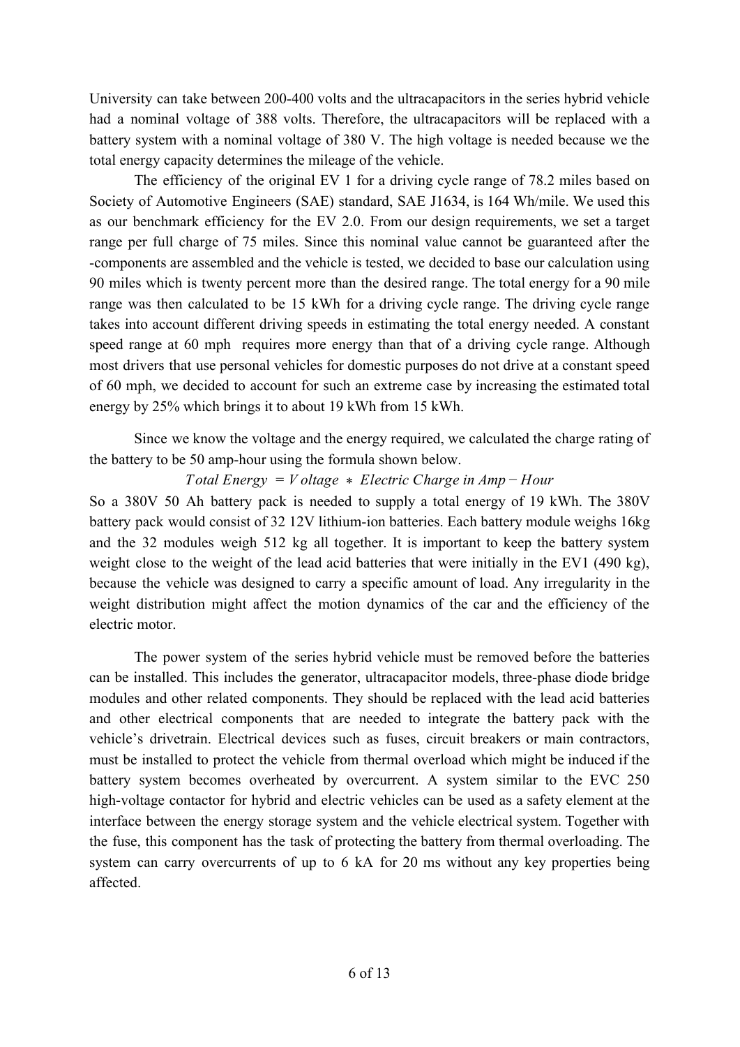University can take between 200-400 volts and the ultracapacitors in the series hybrid vehicle had a nominal voltage of 388 volts. Therefore, the ultracapacitors will be replaced with a battery system with a nominal voltage of 380 V. The high voltage is needed because we the total energy capacity determines the mileage of the vehicle.

The efficiency of the original EV 1 for a driving cycle range of 78.2 miles based on Society of Automotive Engineers (SAE) standard, SAE J1634, is 164 Wh/mile. We used this as our benchmark efficiency for the EV 2.0. From our design requirements, we set a target range per full charge of 75 miles. Since this nominal value cannot be guaranteed after the -components are assembled and the vehicle is tested, we decided to base our calculation using 90 miles which is twenty percent more than the desired range. The total energy for a 90 mile range was then calculated to be 15 kWh for a driving cycle range. The driving cycle range takes into account different driving speeds in estimating the total energy needed. A constant speed range at 60 mph requires more energy than that of a driving cycle range. Although most drivers that use personal vehicles for domestic purposes do not drive at a constant speed of 60 mph, we decided to account for such an extreme case by increasing the estimated total energy by 25% which brings it to about 19 kWh from 15 kWh.

Since we know the voltage and the energy required, we calculated the charge rating of the battery to be 50 amp-hour using the formula shown below.

$$Total\ Energy\ = Voltage\ *\ Electric\ Charge\ in\ Amp - Hour$$

So a 380V 50 Ah battery pack is needed to supply a total energy of 19 kWh. The 380V battery pack would consist of 32 12V lithium-ion batteries. Each battery module weighs 16kg and the 32 modules weigh 512 kg all together. It is important to keep the battery system weight close to the weight of the lead acid batteries that were initially in the EV1 (490 kg), because the vehicle was designed to carry a specific amount of load. Any irregularity in the weight distribution might affect the motion dynamics of the car and the efficiency of the electric motor.

The power system of the series hybrid vehicle must be removed before the batteries can be installed. This includes the generator, ultracapacitor models, three-phase diode bridge modules and other related components. They should be replaced with the lead acid batteries and other electrical components that are needed to integrate the battery pack with the vehicle's drivetrain. Electrical devices such as fuses, circuit breakers or main contractors, must be installed to protect the vehicle from thermal overload which might be induced if the battery system becomes overheated by overcurrent. A system similar to the EVC 250 high-voltage contactor for hybrid and electric vehicles can be used as a safety element at the interface between the energy storage system and the vehicle electrical system. Together with the fuse, this component has the task of protecting the battery from thermal overloading. The system can carry overcurrents of up to 6 kA for 20 ms without any key properties being affected.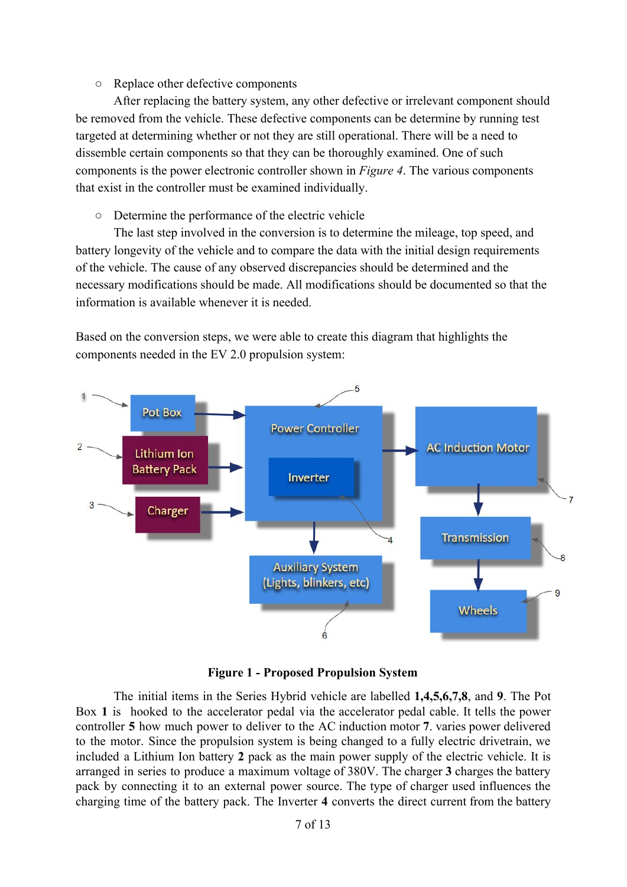- Replace other defective components

  After replacing the battery system, any other defective or irrelevant component should be removed from the vehicle. These defective components can be determine by running test targeted at determining whether or not they are still operational. There will be a need to dissemble certain components so that they can be thoroughly examined. One of such components is the power electronic controller shown in *Figure 4*. The various components that exist in the controller must be examined individually.

- Determine the performance of the electric vehicle

  The last step involved in the conversion is to determine the mileage, top speed, and battery longevity of the vehicle and to compare the data with the initial design requirements of the vehicle. The cause of any observed discrepancies should be determined and the necessary modifications should be made. All modifications should be documented so that the information is available whenever it is needed.

Based on the conversion steps, we were able to create this diagram that highlights the components needed in the EV 2.0 propulsion system:

**Figure 1 - Proposed Propulsion System**

The initial items in the Series Hybrid vehicle are labelled **1**,**4**,**5**,**6**,**7**,**8**, and **9**. The Pot Box **1** is hooked to the accelerator pedal via the accelerator pedal cable. It tells the power controller **5** how much power to deliver to the AC induction motor **7**. varies power delivered to the motor. Since the propulsion system is being changed to a fully electric drivetrain, we included a Lithium Ion battery **2** pack as the main power supply of the electric vehicle. It is arranged in series to produce a maximum voltage of 380V. The charger **3** charges the battery pack by connecting it to an external power source. The type of charger used influences the charging time of the battery pack. The Inverter **4** converts the direct current from the battery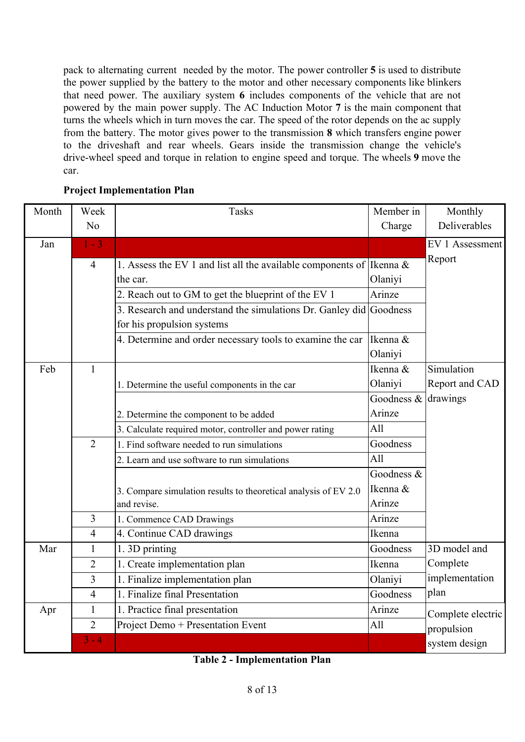pack to alternating current needed by the motor. The power controller **5** is used to distribute the power supplied by the battery to the motor and other necessary components like blinkers that need power. The auxiliary system **6** includes components of the vehicle that are not powered by the main power supply. The AC Induction Motor **7** is the main component that turns the wheels which in turn moves the car. The speed of the rotor depends on the ac supply from the battery. The motor gives power to the transmission **8** which transfers engine power to the driveshaft and rear wheels. Gears inside the transmission change the vehicle's drive-wheel speed and torque in relation to engine speed and torque. The wheels **9** move the car.

**Project Implementation Plan**

| Month | Week No | Tasks | Member in Charge | Monthly Deliverables |
|---|---|---|---|---|
| Jan | 1 - 3 | | | EV 1 Assessment Report |
| | 4 | 1. Assess the EV 1 and list all the available components of the car. | Ikenna & Olaniyi | |
| | | 2. Reach out to GM to get the blueprint of the EV 1 | Arinze | |
| | | 3. Research and understand the simulations Dr. Ganley did for his propulsion systems | Goodness | |
| | | 4. Determine and order necessary tools to examine the car | Ikenna & Olaniyi | |
| Feb | 1 | 1. Determine the useful components in the car | Ikenna & Olaniyi | Simulation Report and CAD drawings |
| | | 2. Determine the component to be added | Goodness & Arinze | |
| | | 3. Calculate required motor, controller and power rating | All | |
| | 2 | 1. Find software needed to run simulations | Goodness | |
| | | 2. Learn and use software to run simulations | All | |
| | | 3. Compare simulation results to theoretical analysis of EV 2.0 and revise. | Goodness & Ikenna & Arinze | |
| | 3 | 1. Commence CAD Drawings | Arinze | |
| | 4 | 4. Continue CAD drawings | Ikenna | |
| Mar | 1 | 1. 3D printing | Goodness | 3D model and Complete implementation plan |
| | 2 | 1. Create implementation plan | Ikenna | |
| | 3 | 1. Finalize implementation plan | Olaniyi | |
| | 4 | 1. Finalize final Presentation | Goodness | |
| Apr | 1 | 1. Practice final presentation | Arinze | Complete electric propulsion system design |
| | 2 | Project Demo + Presentation Event | All | |
| | 3 - 4 | | | |

**Table 2 - Implementation Plan**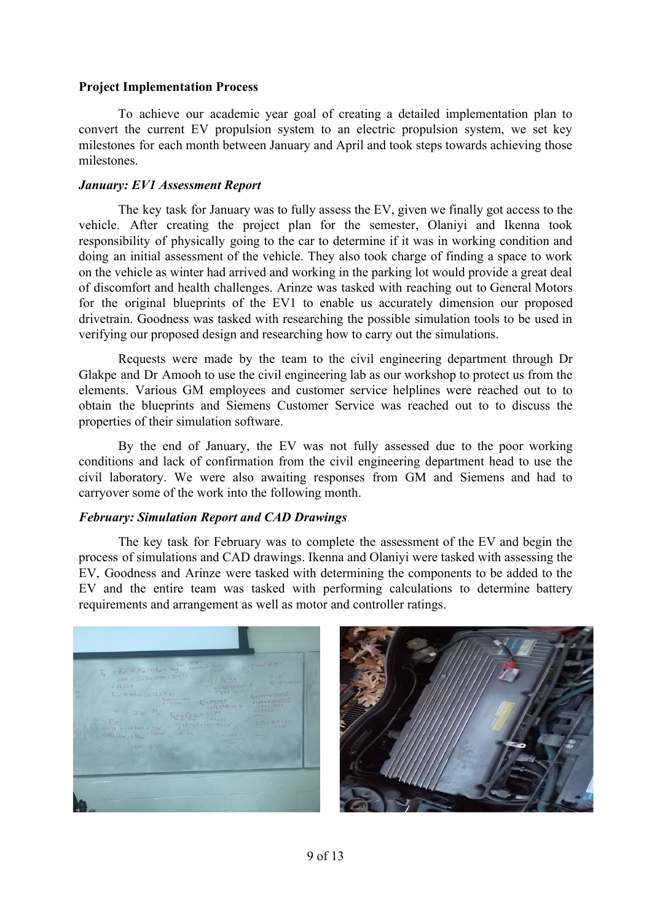**Project Implementation Process**

To achieve our academic year goal of creating a detailed implementation plan to convert the current EV propulsion system to an electric propulsion system, we set key milestones for each month between January and April and took steps towards achieving those milestones.

***January: EV1 Assessment Report***

The key task for January was to fully assess the EV, given we finally got access to the vehicle. After creating the project plan for the semester, Olaniyi and Ikenna took responsibility of physically going to the car to determine if it was in working condition and doing an initial assessment of the vehicle. They also took charge of finding a space to work on the vehicle as winter had arrived and working in the parking lot would provide a great deal of discomfort and health challenges. Arinze was tasked with reaching out to General Motors for the original blueprints of the EV1 to enable us accurately dimension our proposed drivetrain. Goodness was tasked with researching the possible simulation tools to be used in verifying our proposed design and researching how to carry out the simulations.

Requests were made by the team to the civil engineering department through Dr Glakpe and Dr Amooh to use the civil engineering lab as our workshop to protect us from the elements. Various GM employees and customer service helplines were reached out to to obtain the blueprints and Siemens Customer Service was reached out to to discuss the properties of their simulation software.

By the end of January, the EV was not fully assessed due to the poor working conditions and lack of confirmation from the civil engineering department head to use the civil laboratory. We were also awaiting responses from GM and Siemens and had to carryover some of the work into the following month.

***February: Simulation Report and CAD Drawings***

The key task for February was to complete the assessment of the EV and begin the process of simulations and CAD drawings. Ikenna and Olaniyi were tasked with assessing the EV, Goodness and Arinze were tasked with determining the components to be added to the EV and the entire team was tasked with performing calculations to determine battery requirements and arrangement as well as motor and controller ratings.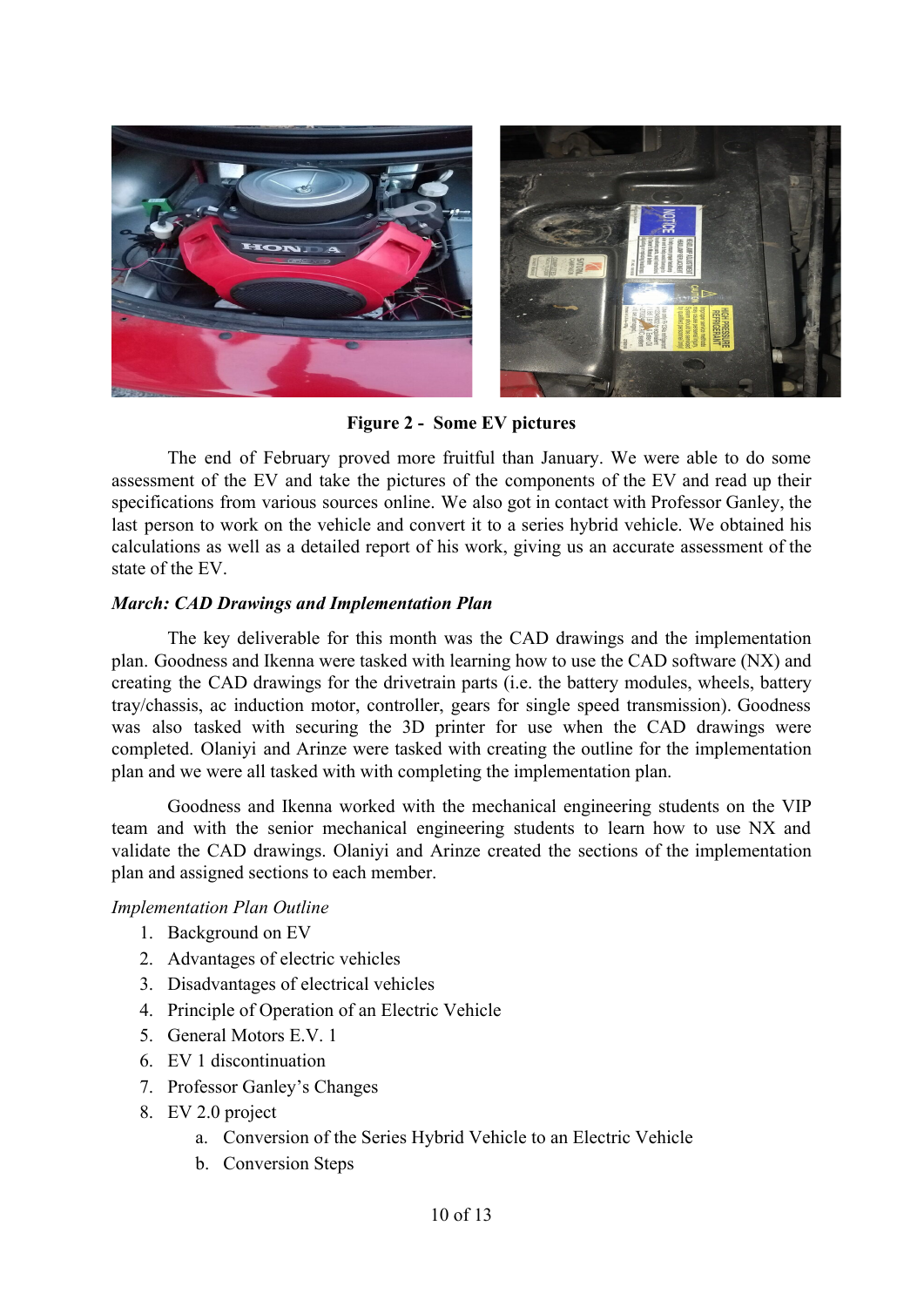**Figure 2 - Some EV pictures**

The end of February proved more fruitful than January. We were able to do some assessment of the EV and take the pictures of the components of the EV and read up their specifications from various sources online. We also got in contact with Professor Ganley, the last person to work on the vehicle and convert it to a series hybrid vehicle. We obtained his calculations as well as a detailed report of his work, giving us an accurate assessment of the state of the EV.

***March: CAD Drawings and Implementation Plan***

The key deliverable for this month was the CAD drawings and the implementation plan. Goodness and Ikenna were tasked with learning how to use the CAD software (NX) and creating the CAD drawings for the drivetrain parts (i.e. the battery modules, wheels, battery tray/chassis, ac induction motor, controller, gears for single speed transmission). Goodness was also tasked with securing the 3D printer for use when the CAD drawings were completed. Olaniyi and Arinze were tasked with creating the outline for the implementation plan and we were all tasked with with completing the implementation plan.

Goodness and Ikenna worked with the mechanical engineering students on the VIP team and with the senior mechanical engineering students to learn how to use NX and validate the CAD drawings. Olaniyi and Arinze created the sections of the implementation plan and assigned sections to each member.

*Implementation Plan Outline*

1. Background on EV
2. Advantages of electric vehicles
3. Disadvantages of electrical vehicles
4. Principle of Operation of an Electric Vehicle
5. General Motors E.V. 1
6. EV 1 discontinuation
7. Professor Ganley's Changes
8. EV 2.0 project
    a. Conversion of the Series Hybrid Vehicle to an Electric Vehicle
    b. Conversion Steps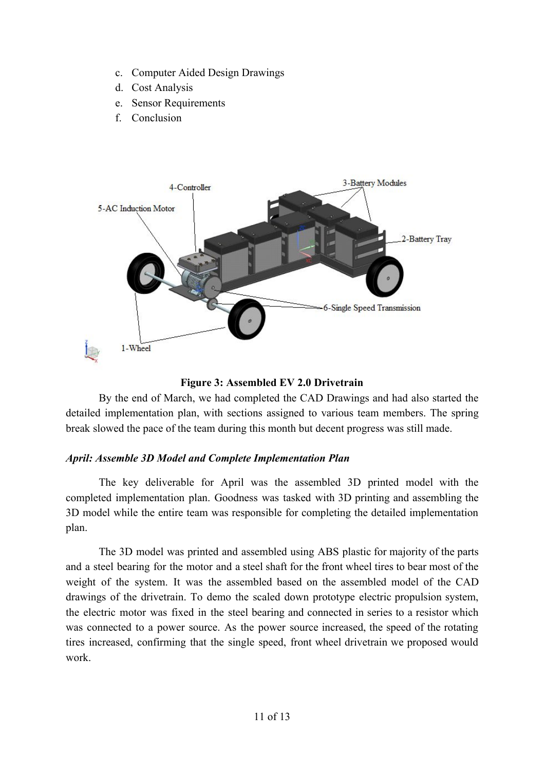c. Computer Aided Design Drawings
d. Cost Analysis
e. Sensor Requirements
f. Conclusion

**Figure 3: Assembled EV 2.0 Drivetrain**

By the end of March, we had completed the CAD Drawings and had also started the detailed implementation plan, with sections assigned to various team members. The spring break slowed the pace of the team during this month but decent progress was still made.

***April: Assemble 3D Model and Complete Implementation Plan***

The key deliverable for April was the assembled 3D printed model with the completed implementation plan. Goodness was tasked with 3D printing and assembling the 3D model while the entire team was responsible for completing the detailed implementation plan.

The 3D model was printed and assembled using ABS plastic for majority of the parts and a steel bearing for the motor and a steel shaft for the front wheel tires to bear most of the weight of the system. It was the assembled based on the assembled model of the CAD drawings of the drivetrain. To demo the scaled down prototype electric propulsion system, the electric motor was fixed in the steel bearing and connected in series to a resistor which was connected to a power source. As the power source increased, the speed of the rotating tires increased, confirming that the single speed, front wheel drivetrain we proposed would work.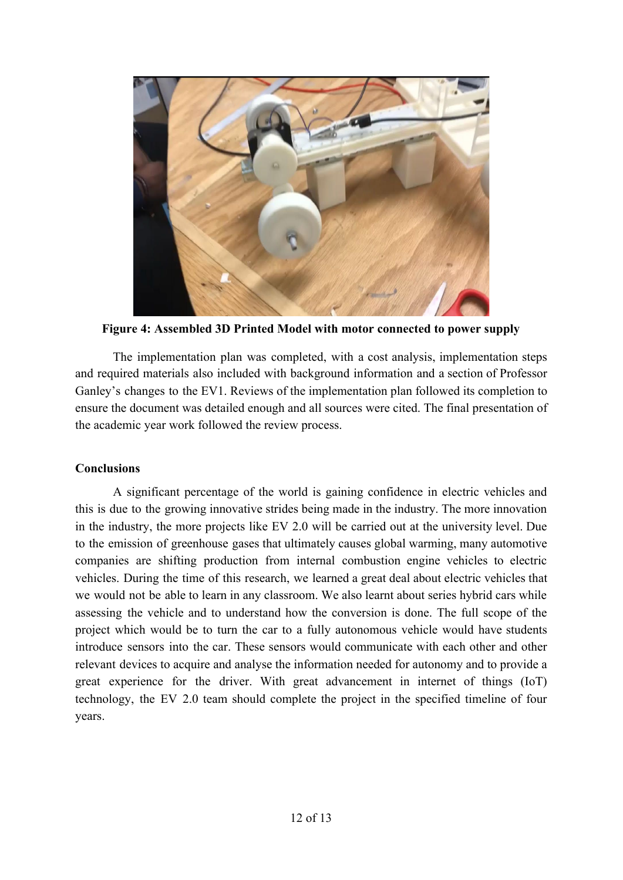**Figure 4: Assembled 3D Printed Model with motor connected to power supply**

The implementation plan was completed, with a cost analysis, implementation steps and required materials also included with background information and a section of Professor Ganley's changes to the EV1. Reviews of the implementation plan followed its completion to ensure the document was detailed enough and all sources were cited. The final presentation of the academic year work followed the review process.

**Conclusions**

A significant percentage of the world is gaining confidence in electric vehicles and this is due to the growing innovative strides being made in the industry. The more innovation in the industry, the more projects like EV 2.0 will be carried out at the university level. Due to the emission of greenhouse gases that ultimately causes global warming, many automotive companies are shifting production from internal combustion engine vehicles to electric vehicles. During the time of this research, we learned a great deal about electric vehicles that we would not be able to learn in any classroom. We also learnt about series hybrid cars while assessing the vehicle and to understand how the conversion is done. The full scope of the project which would be to turn the car to a fully autonomous vehicle would have students introduce sensors into the car. These sensors would communicate with each other and other relevant devices to acquire and analyse the information needed for autonomy and to provide a great experience for the driver. With great advancement in internet of things (IoT) technology, the EV 2.0 team should complete the project in the specified timeline of four years.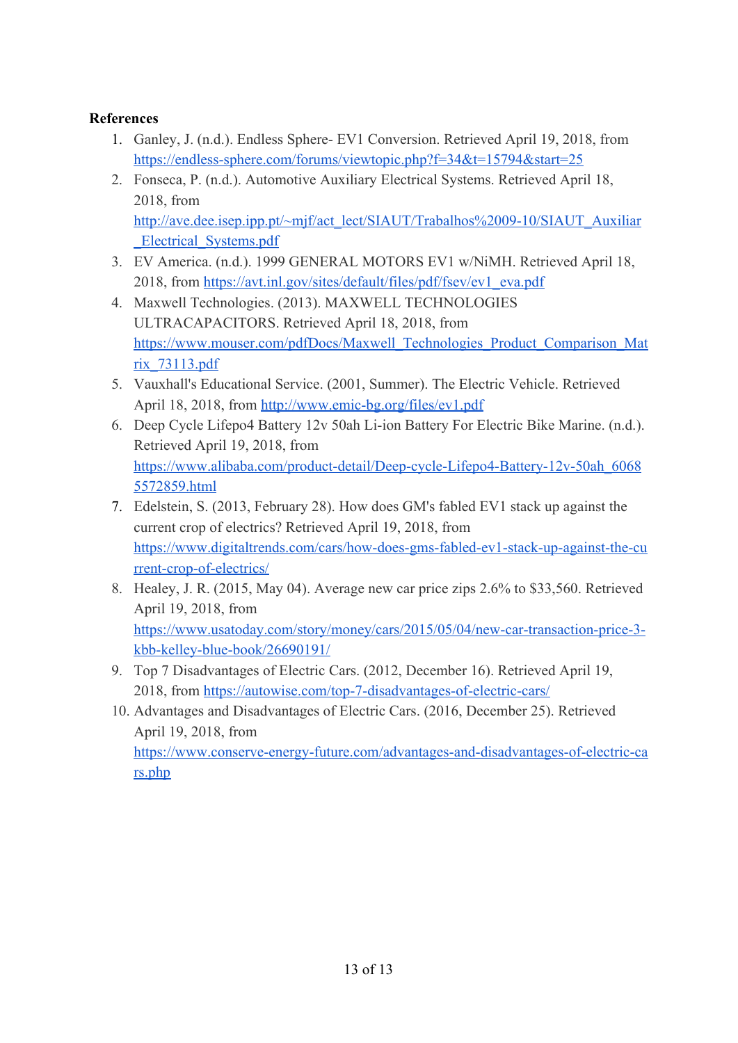**References**

1. Ganley, J. (n.d.). Endless Sphere- EV1 Conversion. Retrieved April 19, 2018, from https://endless-sphere.com/forums/viewtopic.php?f=34&t=15794&start=25
2. Fonseca, P. (n.d.). Automotive Auxiliary Electrical Systems. Retrieved April 18, 2018, from http://ave.dee.isep.ipp.pt/~mjf/act_lect/SIAUT/Trabalhos%2009-10/SIAUT_Auxiliar_Electrical_Systems.pdf
3. EV America. (n.d.). 1999 GENERAL MOTORS EV1 w/NiMH. Retrieved April 18, 2018, from https://avt.inl.gov/sites/default/files/pdf/fsev/ev1_eva.pdf
4. Maxwell Technologies. (2013). MAXWELL TECHNOLOGIES ULTRACAPACITORS. Retrieved April 18, 2018, from https://www.mouser.com/pdfDocs/Maxwell_Technologies_Product_Comparison_Matrix_73113.pdf
5. Vauxhall's Educational Service. (2001, Summer). The Electric Vehicle. Retrieved April 18, 2018, from http://www.emic-bg.org/files/ev1.pdf
6. Deep Cycle Lifepo4 Battery 12v 50ah Li-ion Battery For Electric Bike Marine. (n.d.). Retrieved April 19, 2018, from https://www.alibaba.com/product-detail/Deep-cycle-Lifepo4-Battery-12v-50ah_60685572859.html
7. Edelstein, S. (2013, February 28). How does GM's fabled EV1 stack up against the current crop of electrics? Retrieved April 19, 2018, from https://www.digitaltrends.com/cars/how-does-gms-fabled-ev1-stack-up-against-the-current-crop-of-electrics/
8. Healey, J. R. (2015, May 04). Average new car price zips 2.6% to $33,560. Retrieved April 19, 2018, from https://www.usatoday.com/story/money/cars/2015/05/04/new-car-transaction-price-3-kbb-kelley-blue-book/26690191/
9. Top 7 Disadvantages of Electric Cars. (2012, December 16). Retrieved April 19, 2018, from https://autowise.com/top-7-disadvantages-of-electric-cars/
10. Advantages and Disadvantages of Electric Cars. (2016, December 25). Retrieved April 19, 2018, from https://www.conserve-energy-future.com/advantages-and-disadvantages-of-electric-cars.php